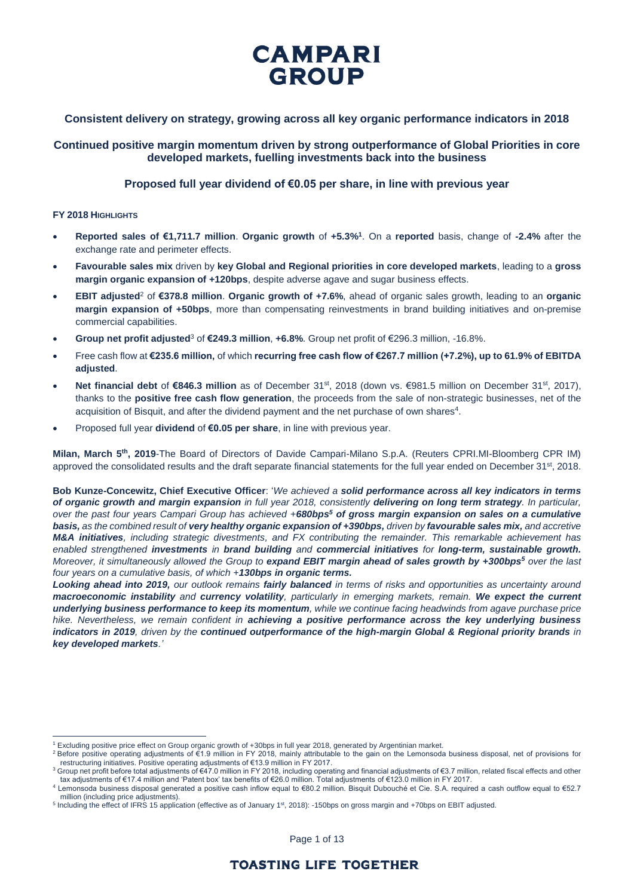# CAMPARI GROUP

## Consistent delivery on strategy, growing across all key organic performance indicators in 2018

## Continued positive margin momentum driven by strong outperformance of Global Priorities in core developed markets, fuelling investments back into the business

## Proposed full year dividend of €0.05 per share, in line with previous year

**FY 2018 HIGHLIGHTS**

- **Reported sales of €1,711.7 million**. **Organic growth** of **+5.3%[1]**. On a **reported** basis, change of **-2.4%** after the exchange rate and perimeter effects.
- **Favourable sales mix** driven by **key Global and Regional priorities in core developed markets**, leading to a **gross margin organic expansion of +120bps**, despite adverse agave and sugar business effects.
- **EBIT adjusted**[2] of **€378.8 million**. **Organic growth of +7.6%**, ahead of organic sales growth, leading to an **organic margin expansion of +50bps**, more than compensating reinvestments in brand building initiatives and on-premise commercial capabilities.
- **Group net profit adjusted**[3] of **€249.3 million**, **+6.8%**. Group net profit of €296.3 million, -16.8%.
- Free cash flow at **€235.6 million,** of which **recurring free cash flow of €267.7 million (+7.2%), up to 61.9% of EBITDA adjusted**.
- **Net financial debt** of **€846.3 million** as of December 31st, 2018 (down vs. €981.5 million on December 31st, 2017), thanks to the **positive free cash flow generation**, the proceeds from the sale of non-strategic businesses, net of the acquisition of Bisquit, and after the dividend payment and the net purchase of own shares[4].
- Proposed full year **dividend** of **€0.05 per share**, in line with previous year.

**Milan, March 5th, 2019**-The Board of Directors of Davide Campari-Milano S.p.A. (Reuters CPRI.MI-Bloomberg CPR IM) approved the consolidated results and the draft separate financial statements for the full year ended on December 31st, 2018.

**Bob Kunze-Concewitz, Chief Executive Officer**: '*We achieved a **solid performance across all key indicators in terms of organic growth and margin expansion** in full year 2018, consistently **delivering on long term strategy**. In particular, over the past four years Campari Group has achieved **+680bps[5] of gross margin expansion on sales on a cumulative basis,** as the combined result of **very healthy organic expansion of +390bps,** driven by **favourable sales mix,** and accretive **M&A initiatives**, including strategic divestments, and FX contributing the remainder. This remarkable achievement has enabled strengthened **investments** in **brand building** and **commercial initiatives** for **long-term, sustainable growth.** Moreover, it simultaneously allowed the Group to **expand EBIT margin ahead of sales growth by +300bps[5]** over the last four years on a cumulative basis, of which +**130bps in organic terms.***

***Looking ahead into 2019,** our outlook remains **fairly balanced** in terms of risks and opportunities as uncertainty around **macroeconomic instability** and **currency volatility**, particularly in emerging markets, remain. **We expect the current underlying business performance to keep its momentum**, while we continue facing headwinds from agave purchase price hike. Nevertheless, we remain confident in **achieving a positive performance across the key underlying business indicators in 2019**, driven by the **continued outperformance of the high-margin Global & Regional priority brands** in **key developed markets**.'*

---

[1] Excluding positive price effect on Group organic growth of +30bps in full year 2018, generated by Argentinian market.

[2] Before positive operating adjustments of €1.9 million in FY 2018, mainly attributable to the gain on the Lemonsoda business disposal, net of provisions for restructuring initiatives. Positive operating adjustments of €13.9 million in FY 2017.

[3] Group net profit before total adjustments of €47.0 million in FY 2018, including operating and financial adjustments of €3.7 million, related fiscal effects and other tax adjustments of €17.4 million and 'Patent box' tax benefits of €26.0 million. Total adjustments of €123.0 million in FY 2017.

[4] Lemonsoda business disposal generated a positive cash inflow equal to €80.2 million. Bisquit Dubouché et Cie. S.A. required a cash outflow equal to €52.7 million (including price adjustments).

[5] Including the effect of IFRS 15 application (effective as of January 1st, 2018): -150bps on gross margin and +70bps on EBIT adjusted.

TOASTING LIFE TOGETHER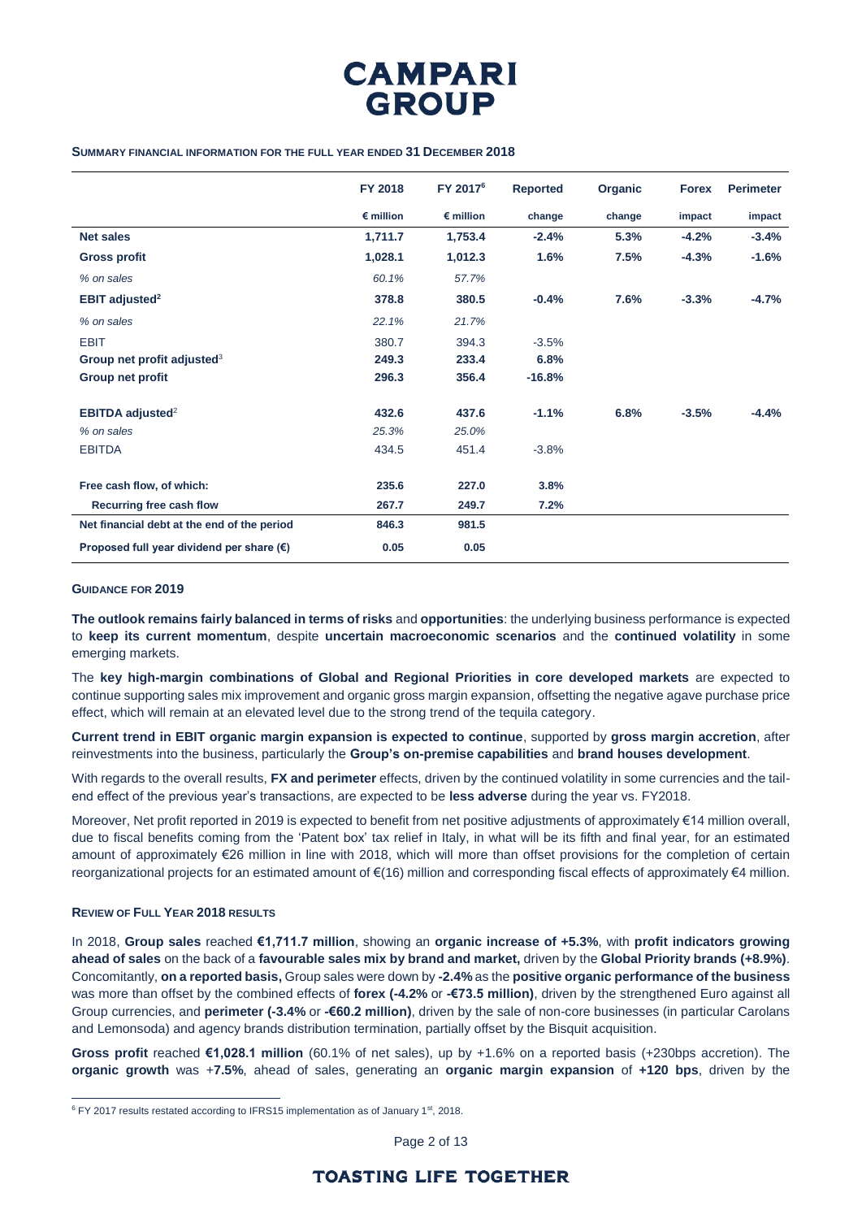**SUMMARY FINANCIAL INFORMATION FOR THE FULL YEAR ENDED 31 DECEMBER 2018**

| | FY 2018 | FY 2017[6] | Reported | Organic | Forex | Perimeter |
|---|---|---|---|---|---|---|
| | € million | € million | change | change | impact | impact |
| **Net sales** | **1,711.7** | **1,753.4** | **-2.4%** | **5.3%** | **-4.2%** | **-3.4%** |
| **Gross profit** | **1,028.1** | **1,012.3** | **1.6%** | **7.5%** | **-4.3%** | **-1.6%** |
| *% on sales* | *60.1%* | *57.7%* | | | | |
| **EBIT adjusted[2]** | **378.8** | **380.5** | **-0.4%** | **7.6%** | **-3.3%** | **-4.7%** |
| *% on sales* | *22.1%* | *21.7%* | | | | |
| EBIT | 380.7 | 394.3 | -3.5% | | | |
| **Group net profit adjusted[3]** | **249.3** | **233.4** | **6.8%** | | | |
| **Group net profit** | **296.3** | **356.4** | **-16.8%** | | | |
| **EBITDA adjusted[2]** | **432.6** | **437.6** | **-1.1%** | **6.8%** | **-3.5%** | **-4.4%** |
| *% on sales* | *25.3%* | *25.0%* | | | | |
| EBITDA | 434.5 | 451.4 | -3.8% | | | |
| **Free cash flow, of which:** | **235.6** | **227.0** | **3.8%** | | | |
| **Recurring free cash flow** | **267.7** | **249.7** | **7.2%** | | | |
| **Net financial debt at the end of the period** | **846.3** | **981.5** | | | | |
| **Proposed full year dividend per share (€)** | **0.05** | **0.05** | | | | |

**GUIDANCE FOR 2019**

**The outlook remains fairly balanced in terms of risks** and **opportunities**: the underlying business performance is expected to **keep its current momentum**, despite **uncertain macroeconomic scenarios** and the **continued volatility** in some emerging markets.

The **key high-margin combinations of Global and Regional Priorities in core developed markets** are expected to continue supporting sales mix improvement and organic gross margin expansion, offsetting the negative agave purchase price effect, which will remain at an elevated level due to the strong trend of the tequila category.

**Current trend in EBIT organic margin expansion is expected to continue**, supported by **gross margin accretion**, after reinvestments into the business, particularly the **Group's on-premise capabilities** and **brand houses development**.

With regards to the overall results, **FX and perimeter** effects, driven by the continued volatility in some currencies and the tail-end effect of the previous year's transactions, are expected to be **less adverse** during the year vs. FY2018.

Moreover, Net profit reported in 2019 is expected to benefit from net positive adjustments of approximately €14 million overall, due to fiscal benefits coming from the 'Patent box' tax relief in Italy, in what will be its fifth and final year, for an estimated amount of approximately €26 million in line with 2018, which will more than offset provisions for the completion of certain reorganizational projects for an estimated amount of €(16) million and corresponding fiscal effects of approximately €4 million.

**REVIEW OF FULL YEAR 2018 RESULTS**

In 2018, **Group sales** reached **€1,711.7 million**, showing an **organic increase of +5.3%**, with **profit indicators growing ahead of sales** on the back of a **favourable sales mix by brand and market,** driven by the **Global Priority brands (+8.9%)**. Concomitantly, **on a reported basis,** Group sales were down by **-2.4%** as the **positive organic performance of the business** was more than offset by the combined effects of **forex (-4.2%** or **-€73.5 million)**, driven by the strengthened Euro against all Group currencies, and **perimeter (-3.4%** or **-€60.2 million)**, driven by the sale of non-core businesses (in particular Carolans and Lemonsoda) and agency brands distribution termination, partially offset by the Bisquit acquisition.

**Gross profit** reached **€1,028.1 million** (60.1% of net sales), up by +1.6% on a reported basis (+230bps accretion). The **organic growth** was +**7.5%**, ahead of sales, generating an **organic margin expansion** of **+120 bps**, driven by the

[6] FY 2017 results restated according to IFRS15 implementation as of January 1st, 2018.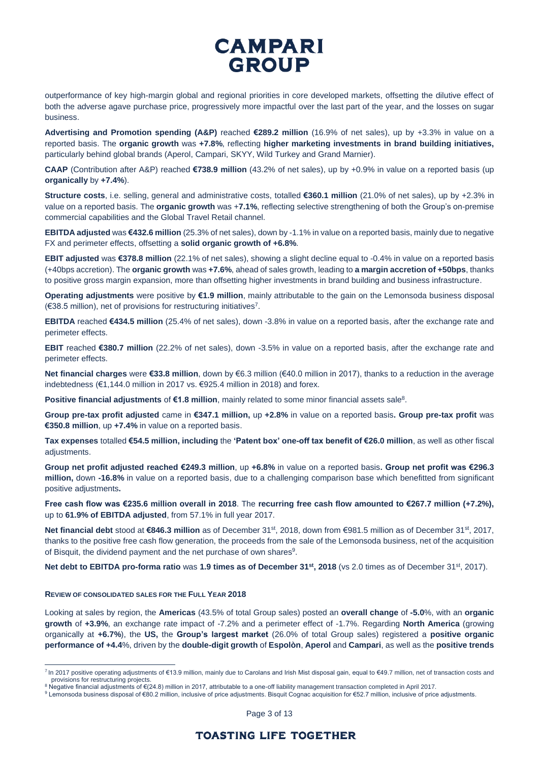outperformance of key high-margin global and regional priorities in core developed markets, offsetting the dilutive effect of both the adverse agave purchase price, progressively more impactful over the last part of the year, and the losses on sugar business.

**Advertising and Promotion spending (A&P)** reached **€289.2 million** (16.9% of net sales), up by +3.3% in value on a reported basis. The **organic growth** was **+7.8%**, reflecting **higher marketing investments in brand building initiatives,** particularly behind global brands (Aperol, Campari, SKYY, Wild Turkey and Grand Marnier).

**CAAP** (Contribution after A&P) reached **€738.9 million** (43.2% of net sales), up by +0.9% in value on a reported basis (up **organically** by **+7.4%**).

**Structure costs**, i.e. selling, general and administrative costs, totalled **€360.1 million** (21.0% of net sales), up by +2.3% in value on a reported basis. The **organic growth** was +**7.1%**, reflecting selective strengthening of both the Group's on-premise commercial capabilities and the Global Travel Retail channel.

**EBITDA adjusted** was **€432.6 million** (25.3% of net sales), down by -1.1% in value on a reported basis, mainly due to negative FX and perimeter effects, offsetting a **solid organic growth of +6.8%**.

**EBIT adjusted** was **€378.8 million** (22.1% of net sales), showing a slight decline equal to -0.4% in value on a reported basis (+40bps accretion). The **organic growth** was **+7.6%**, ahead of sales growth, leading to **a margin accretion of +50bps**, thanks to positive gross margin expansion, more than offsetting higher investments in brand building and business infrastructure.

**Operating adjustments** were positive by **€1.9 million**, mainly attributable to the gain on the Lemonsoda business disposal (€38.5 million), net of provisions for restructuring initiatives[7].

**EBITDA** reached **€434.5 million** (25.4% of net sales), down -3.8% in value on a reported basis, after the exchange rate and perimeter effects.

**EBIT** reached **€380.7 million** (22.2% of net sales), down -3.5% in value on a reported basis, after the exchange rate and perimeter effects.

**Net financial charges** were **€33.8 million**, down by €6.3 million (€40.0 million in 2017), thanks to a reduction in the average indebtedness (€1,144.0 million in 2017 vs. €925.4 million in 2018) and forex.

**Positive financial adjustments** of **€1.8 million**, mainly related to some minor financial assets sale[8].

**Group pre-tax profit adjusted** came in **€347.1 million,** up **+2.8%** in value on a reported basis**. Group pre-tax profit** was **€350.8 million**, up **+7.4%** in value on a reported basis.

**Tax expenses** totalled **€54.5 million, including** the **'Patent box' one-off tax benefit of €26.0 million**, as well as other fiscal adjustments.

**Group net profit adjusted reached €249.3 million**, up **+6.8%** in value on a reported basis**. Group net profit was €296.3 million,** down **-16.8%** in value on a reported basis, due to a challenging comparison base which benefitted from significant positive adjustments**.**

**Free cash flow was €235.6 million overall in 2018**. The **recurring free cash flow amounted to €267.7 million (+7.2%),** up to **61.9% of EBITDA adjusted**, from 57.1% in full year 2017.

**Net financial debt** stood at **€846.3 million** as of December 31st, 2018, down from €981.5 million as of December 31st, 2017, thanks to the positive free cash flow generation, the proceeds from the sale of the Lemonsoda business, net of the acquisition of Bisquit, the dividend payment and the net purchase of own shares[9].

**Net debt to EBITDA pro-forma ratio** was **1.9 times as of December 31st, 2018** (vs 2.0 times as of December 31st, 2017).

#### REVIEW OF CONSOLIDATED SALES FOR THE FULL YEAR 2018

Looking at sales by region, the **Americas** (43.5% of total Group sales) posted an **overall change** of **-5.0**%, with an **organic growth** of **+3.9%**, an exchange rate impact of -7.2% and a perimeter effect of -1.7%. Regarding **North America** (growing organically at **+6.7%**), the **US,** the **Group's largest market** (26.0% of total Group sales) registered a **positive organic performance of +4.4**%, driven by the **double-digit growth** of **Espolòn**, **Aperol** and **Campari**, as well as the **positive trends**

---

[7] In 2017 positive operating adjustments of €13.9 million, mainly due to Carolans and Irish Mist disposal gain, equal to €49.7 million, net of transaction costs and provisions for restructuring projects.

[8] Negative financial adjustments of €(24.8) million in 2017, attributable to a one-off liability management transaction completed in April 2017.

[9] Lemonsoda business disposal of €80.2 million, inclusive of price adjustments. Bisquit Cognac acquisition for €52.7 million, inclusive of price adjustments.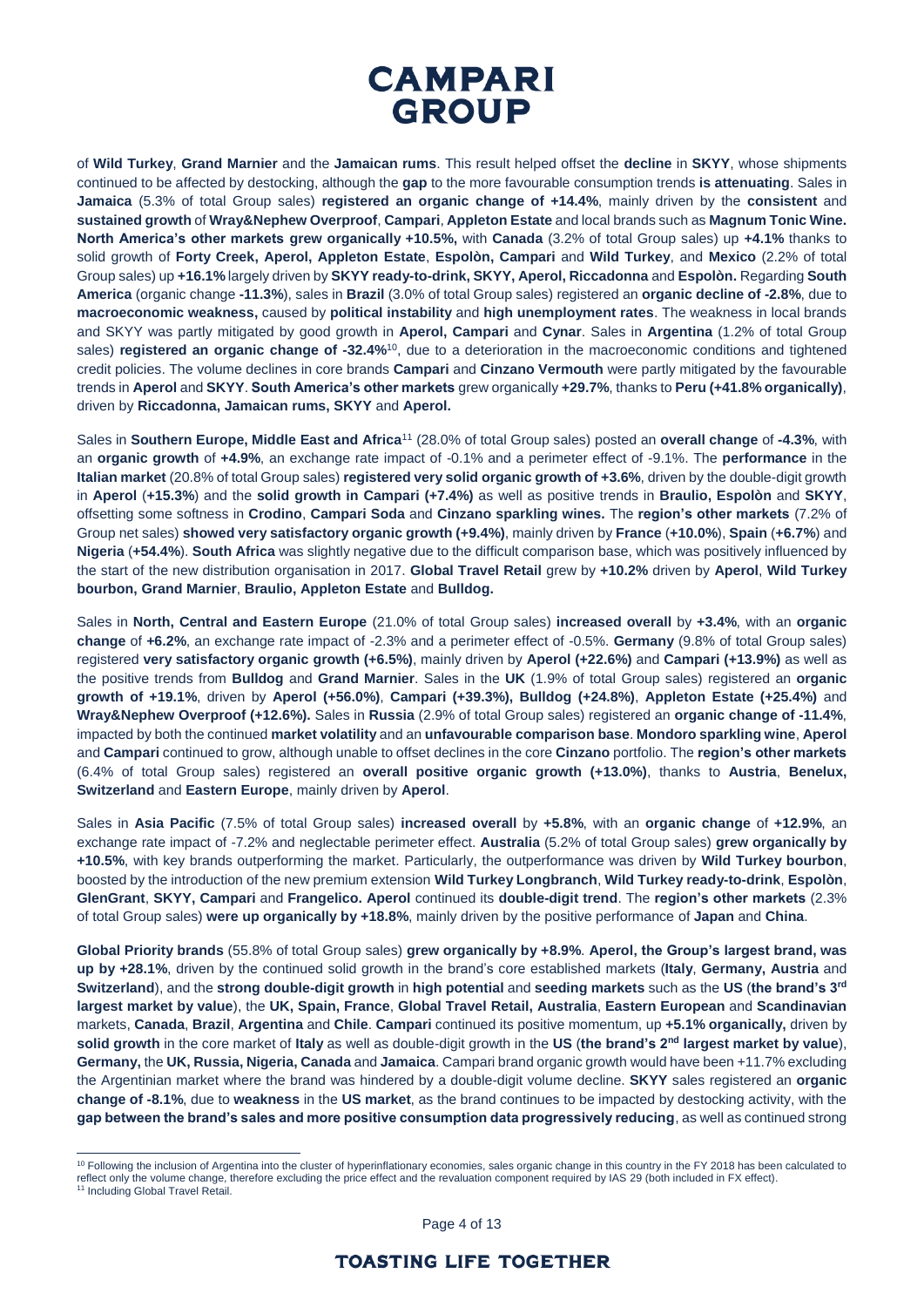of **Wild Turkey**, **Grand Marnier** and the **Jamaican rums**. This result helped offset the **decline** in **SKYY**, whose shipments continued to be affected by destocking, although the **gap** to the more favourable consumption trends **is attenuating**. Sales in **Jamaica** (5.3% of total Group sales) **registered an organic change of +14.4%**, mainly driven by the **consistent** and **sustained growth** of **Wray&Nephew Overproof**, **Campari**, **Appleton Estate** and local brands such as **Magnum Tonic Wine. North America's other markets grew organically +10.5%,** with **Canada** (3.2% of total Group sales) up **+4.1%** thanks to solid growth of **Forty Creek, Aperol, Appleton Estate**, **Espolòn, Campari** and **Wild Turkey**, and **Mexico** (2.2% of total Group sales) up **+16.1%** largely driven by **SKYY ready-to-drink, SKYY, Aperol, Riccadonna** and **Espolòn.** Regarding **South America** (organic change **-11.3%**), sales in **Brazil** (3.0% of total Group sales) registered an **organic decline of -2.8%**, due to **macroeconomic weakness,** caused by **political instability** and **high unemployment rates**. The weakness in local brands and SKYY was partly mitigated by good growth in **Aperol, Campari** and **Cynar**. Sales in **Argentina** (1.2% of total Group sales) **registered an organic change of -32.4%**[10], due to a deterioration in the macroeconomic conditions and tightened credit policies. The volume declines in core brands **Campari** and **Cinzano Vermouth** were partly mitigated by the favourable trends in **Aperol** and **SKYY**. **South America's other markets** grew organically **+29.7%**, thanks to **Peru (+41.8% organically)**, driven by **Riccadonna, Jamaican rums, SKYY** and **Aperol.**

Sales in **Southern Europe, Middle East and Africa**[11] (28.0% of total Group sales) posted an **overall change** of **-4.3%**, with an **organic growth** of **+4.9%**, an exchange rate impact of -0.1% and a perimeter effect of -9.1%. The **performance** in the **Italian market** (20.8% of total Group sales) **registered very solid organic growth of +3.6%**, driven by the double-digit growth in **Aperol** (**+15.3%**) and the **solid growth in Campari (+7.4%)** as well as positive trends in **Braulio, Espolòn** and **SKYY**, offsetting some softness in **Crodino**, **Campari Soda** and **Cinzano sparkling wines.** The **region's other markets** (7.2% of Group net sales) **showed very satisfactory organic growth (+9.4%)**, mainly driven by **France** (**+10.0%**), **Spain** (**+6.7%**) and **Nigeria** (**+54.4%**). **South Africa** was slightly negative due to the difficult comparison base, which was positively influenced by the start of the new distribution organisation in 2017. **Global Travel Retail** grew by **+10.2%** driven by **Aperol**, **Wild Turkey bourbon, Grand Marnier**, **Braulio, Appleton Estate** and **Bulldog.**

Sales in **North, Central and Eastern Europe** (21.0% of total Group sales) **increased overall** by **+3.4%**, with an **organic change** of **+6.2%**, an exchange rate impact of -2.3% and a perimeter effect of -0.5%. **Germany** (9.8% of total Group sales) registered **very satisfactory organic growth (+6.5%)**, mainly driven by **Aperol (+22.6%)** and **Campari (+13.9%)** as well as the positive trends from **Bulldog** and **Grand Marnier**. Sales in the **UK** (1.9% of total Group sales) registered an **organic growth of +19.1%**, driven by **Aperol (+56.0%)**, **Campari (+39.3%), Bulldog (+24.8%)**, **Appleton Estate (+25.4%)** and **Wray&Nephew Overproof (+12.6%).** Sales in **Russia** (2.9% of total Group sales) registered an **organic change of -11.4%**, impacted by both the continued **market volatility** and an **unfavourable comparison base**. **Mondoro sparkling wine**, **Aperol** and **Campari** continued to grow, although unable to offset declines in the core **Cinzano** portfolio. The **region's other markets** (6.4% of total Group sales) registered an **overall positive organic growth (+13.0%)**, thanks to **Austria**, **Benelux, Switzerland** and **Eastern Europe**, mainly driven by **Aperol**.

Sales in **Asia Pacific** (7.5% of total Group sales) **increased overall** by **+5.8%**, with an **organic change** of **+12.9%**, an exchange rate impact of -7.2% and neglectable perimeter effect. **Australia** (5.2% of total Group sales) **grew organically by +10.5%**, with key brands outperforming the market. Particularly, the outperformance was driven by **Wild Turkey bourbon**, boosted by the introduction of the new premium extension **Wild Turkey Longbranch**, **Wild Turkey ready-to-drink**, **Espolòn**, **GlenGrant**, **SKYY, Campari** and **Frangelico. Aperol** continued its **double-digit trend**. The **region's other markets** (2.3% of total Group sales) **were up organically by +18.8%**, mainly driven by the positive performance of **Japan** and **China**.

**Global Priority brands** (55.8% of total Group sales) **grew organically by +8.9%**. **Aperol, the Group's largest brand, was up by +28.1%**, driven by the continued solid growth in the brand's core established markets (**Italy**, **Germany, Austria** and **Switzerland**), and the **strong double-digit growth** in **high potential** and **seeding markets** such as the **US** (**the brand's 3rd largest market by value**), the **UK, Spain, France**, **Global Travel Retail, Australia**, **Eastern European** and **Scandinavian** markets, **Canada**, **Brazil**, **Argentina** and **Chile**. **Campari** continued its positive momentum, up **+5.1% organically,** driven by **solid growth** in the core market of **Italy** as well as double-digit growth in the **US** (**the brand's 2nd largest market by value**), **Germany,** the **UK, Russia, Nigeria, Canada** and **Jamaica**. Campari brand organic growth would have been +11.7% excluding the Argentinian market where the brand was hindered by a double-digit volume decline. **SKYY** sales registered an **organic change of -8.1%**, due to **weakness** in the **US market**, as the brand continues to be impacted by destocking activity, with the **gap between the brand's sales and more positive consumption data progressively reducing**, as well as continued strong

---

[10] Following the inclusion of Argentina into the cluster of hyperinflationary economies, sales organic change in this country in the FY 2018 has been calculated to reflect only the volume change, therefore excluding the price effect and the revaluation component required by IAS 29 (both included in FX effect).
[11] Including Global Travel Retail.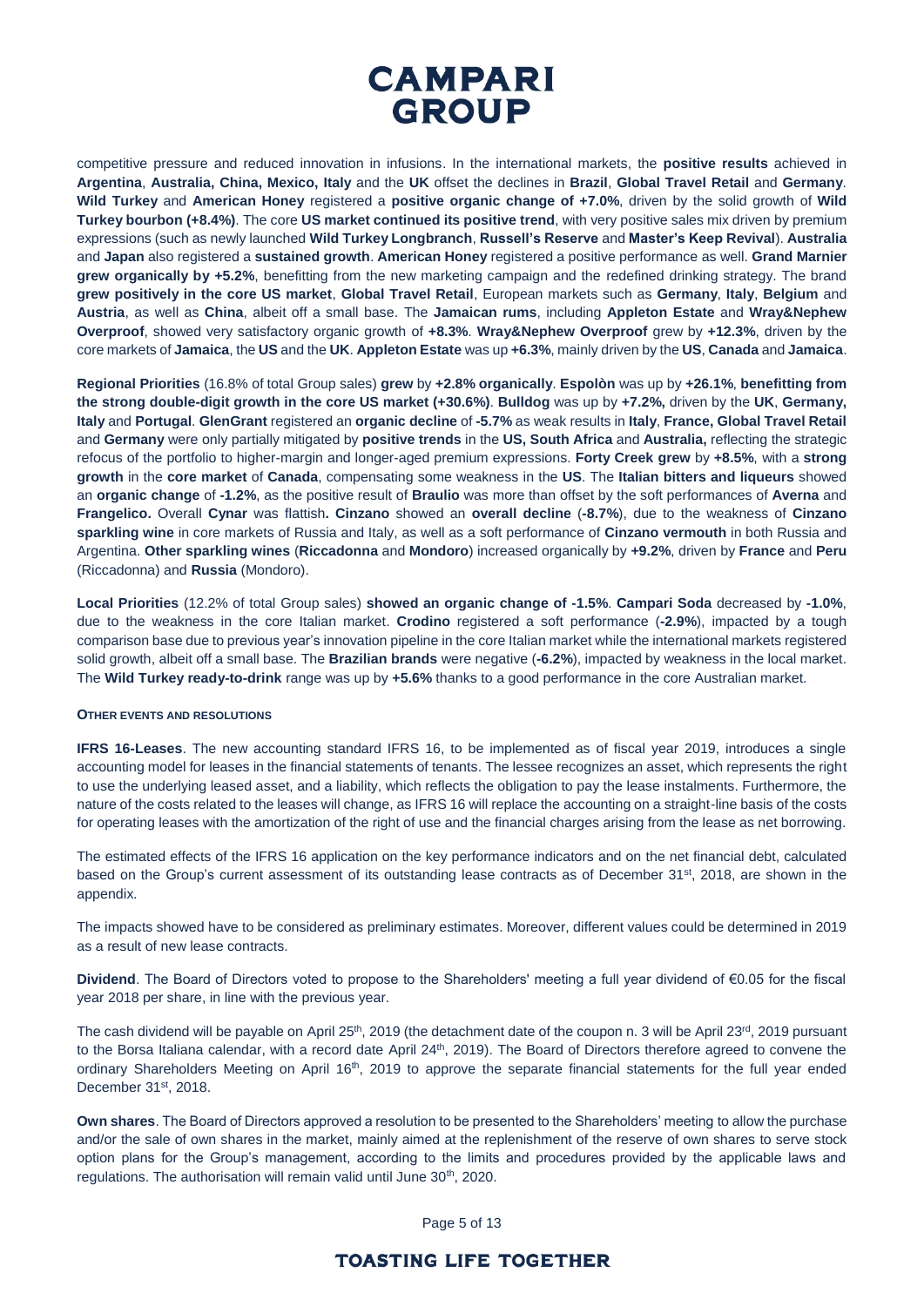competitive pressure and reduced innovation in infusions. In the international markets, the **positive results** achieved in **Argentina**, **Australia, China, Mexico, Italy** and the **UK** offset the declines in **Brazil**, **Global Travel Retail** and **Germany**. **Wild Turkey** and **American Honey** registered a **positive organic change of +7.0%**, driven by the solid growth of **Wild Turkey bourbon (+8.4%)**. The core **US market continued its positive trend**, with very positive sales mix driven by premium expressions (such as newly launched **Wild Turkey Longbranch**, **Russell's Reserve** and **Master's Keep Revival**). **Australia** and **Japan** also registered a **sustained growth**. **American Honey** registered a positive performance as well. **Grand Marnier grew organically by +5.2%**, benefitting from the new marketing campaign and the redefined drinking strategy. The brand **grew positively in the core US market**, **Global Travel Retail**, European markets such as **Germany**, **Italy**, **Belgium** and **Austria**, as well as **China**, albeit off a small base. The **Jamaican rums**, including **Appleton Estate** and **Wray&Nephew Overproof**, showed very satisfactory organic growth of **+8.3%**. **Wray&Nephew Overproof** grew by **+12.3%**, driven by the core markets of **Jamaica**, the **US** and the **UK**. **Appleton Estate** was up **+6.3%**, mainly driven by the **US**, **Canada** and **Jamaica**.

**Regional Priorities** (16.8% of total Group sales) **grew** by **+2.8% organically**. **Espolòn** was up by **+26.1%**, **benefitting from the strong double-digit growth in the core US market (+30.6%)**. **Bulldog** was up by **+7.2%,** driven by the **UK**, **Germany, Italy** and **Portugal**. **GlenGrant** registered an **organic decline** of **-5.7%** as weak results in **Italy**, **France, Global Travel Retail** and **Germany** were only partially mitigated by **positive trends** in the **US, South Africa** and **Australia,** reflecting the strategic refocus of the portfolio to higher-margin and longer-aged premium expressions. **Forty Creek grew** by **+8.5%**, with a **strong growth** in the **core market** of **Canada**, compensating some weakness in the **US**. The **Italian bitters and liqueurs** showed an **organic change** of **-1.2%**, as the positive result of **Braulio** was more than offset by the soft performances of **Averna** and **Frangelico.** Overall **Cynar** was flattish**. Cinzano** showed an **overall decline** (**-8.7%**), due to the weakness of **Cinzano sparkling wine** in core markets of Russia and Italy, as well as a soft performance of **Cinzano vermouth** in both Russia and Argentina. **Other sparkling wines** (**Riccadonna** and **Mondoro**) increased organically by **+9.2%**, driven by **France** and **Peru** (Riccadonna) and **Russia** (Mondoro).

**Local Priorities** (12.2% of total Group sales) **showed an organic change of -1.5%**. **Campari Soda** decreased by **-1.0%**, due to the weakness in the core Italian market. **Crodino** registered a soft performance (**-2.9%**), impacted by a tough comparison base due to previous year's innovation pipeline in the core Italian market while the international markets registered solid growth, albeit off a small base. The **Brazilian brands** were negative (**-6.2%**), impacted by weakness in the local market. The **Wild Turkey ready-to-drink** range was up by **+5.6%** thanks to a good performance in the core Australian market.

#### OTHER EVENTS AND RESOLUTIONS

**IFRS 16-Leases**. The new accounting standard IFRS 16, to be implemented as of fiscal year 2019, introduces a single accounting model for leases in the financial statements of tenants. The lessee recognizes an asset, which represents the right to use the underlying leased asset, and a liability, which reflects the obligation to pay the lease instalments. Furthermore, the nature of the costs related to the leases will change, as IFRS 16 will replace the accounting on a straight-line basis of the costs for operating leases with the amortization of the right of use and the financial charges arising from the lease as net borrowing.

The estimated effects of the IFRS 16 application on the key performance indicators and on the net financial debt, calculated based on the Group's current assessment of its outstanding lease contracts as of December 31st, 2018, are shown in the appendix.

The impacts showed have to be considered as preliminary estimates. Moreover, different values could be determined in 2019 as a result of new lease contracts.

**Dividend**. The Board of Directors voted to propose to the Shareholders' meeting a full year dividend of €0.05 for the fiscal year 2018 per share, in line with the previous year.

The cash dividend will be payable on April 25th, 2019 (the detachment date of the coupon n. 3 will be April 23rd, 2019 pursuant to the Borsa Italiana calendar, with a record date April 24th, 2019). The Board of Directors therefore agreed to convene the ordinary Shareholders Meeting on April 16th, 2019 to approve the separate financial statements for the full year ended December 31st, 2018.

**Own shares**. The Board of Directors approved a resolution to be presented to the Shareholders' meeting to allow the purchase and/or the sale of own shares in the market, mainly aimed at the replenishment of the reserve of own shares to serve stock option plans for the Group's management, according to the limits and procedures provided by the applicable laws and regulations. The authorisation will remain valid until June 30th, 2020.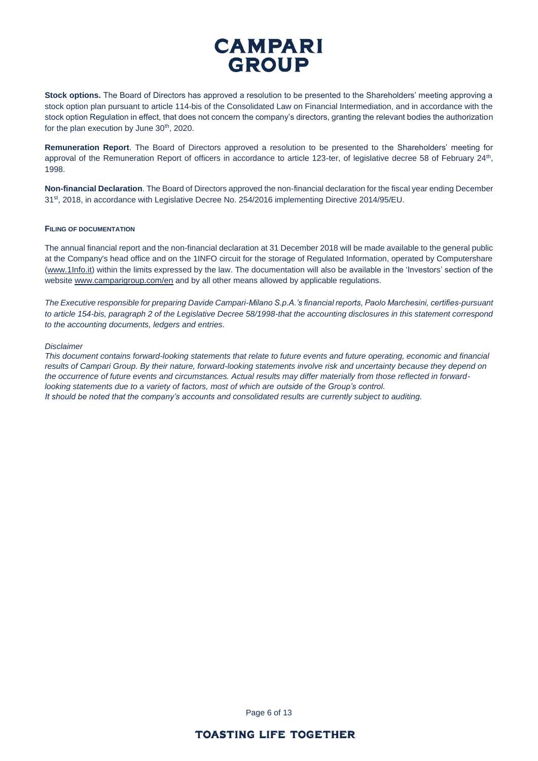**Stock options.** The Board of Directors has approved a resolution to be presented to the Shareholders' meeting approving a stock option plan pursuant to article 114-bis of the Consolidated Law on Financial Intermediation, and in accordance with the stock option Regulation in effect, that does not concern the company's directors, granting the relevant bodies the authorization for the plan execution by June 30th, 2020.

**Remuneration Report**. The Board of Directors approved a resolution to be presented to the Shareholders' meeting for approval of the Remuneration Report of officers in accordance to article 123-ter, of legislative decree 58 of February 24th, 1998.

**Non-financial Declaration**. The Board of Directors approved the non-financial declaration for the fiscal year ending December 31st, 2018, in accordance with Legislative Decree No. 254/2016 implementing Directive 2014/95/EU.

#### FILING OF DOCUMENTATION

The annual financial report and the non-financial declaration at 31 December 2018 will be made available to the general public at the Company's head office and on the 1INFO circuit for the storage of Regulated Information, operated by Computershare (www.1Info.it) within the limits expressed by the law. The documentation will also be available in the 'Investors' section of the website www.camparigroup.com/en and by all other means allowed by applicable regulations.

*The Executive responsible for preparing Davide Campari-Milano S.p.A.'s financial reports, Paolo Marchesini, certifies-pursuant to article 154-bis, paragraph 2 of the Legislative Decree 58/1998-that the accounting disclosures in this statement correspond to the accounting documents, ledgers and entries.*

*Disclaimer*

*This document contains forward-looking statements that relate to future events and future operating, economic and financial results of Campari Group. By their nature, forward-looking statements involve risk and uncertainty because they depend on the occurrence of future events and circumstances. Actual results may differ materially from those reflected in forward-looking statements due to a variety of factors, most of which are outside of the Group's control.*
*It should be noted that the company's accounts and consolidated results are currently subject to auditing.*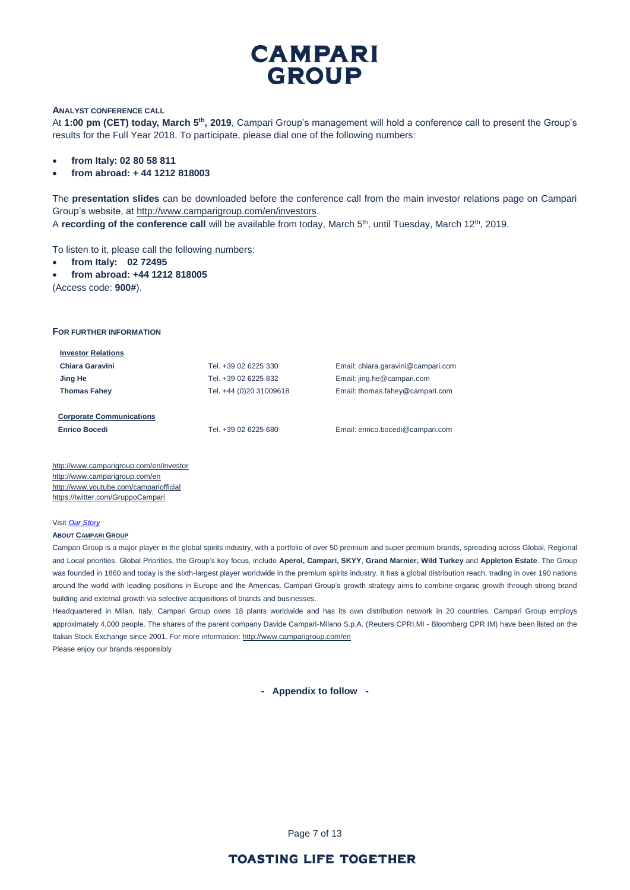**ANALYST CONFERENCE CALL**

At **1:00 pm (CET) today, March 5th, 2019**, Campari Group's management will hold a conference call to present the Group's results for the Full Year 2018. To participate, please dial one of the following numbers:

- **from Italy: 02 80 58 811**
- **from abroad: + 44 1212 818003**

The **presentation slides** can be downloaded before the conference call from the main investor relations page on Campari Group's website, at http://www.camparigroup.com/en/investors.

A **recording of the conference call** will be available from today, March 5th, until Tuesday, March 12th, 2019.

To listen to it, please call the following numbers:

- **from Italy: 02 72495**
- **from abroad: +44 1212 818005**

(Access code: **900#**).

**FOR FURTHER INFORMATION**

| **Investor Relations** | | |
|---|---|---|
| **Chiara Garavini** | Tel. +39 02 6225 330 | Email: chiara.garavini@campari.com |
| **Jing He** | Tel. +39 02 6225 832 | Email: jing.he@campari.com |
| **Thomas Fahey** | Tel. +44 (0)20 31009618 | Email: thomas.fahey@campari.com |
| | | |
| **Corporate Communications** | | |
| **Enrico Bocedi** | Tel. +39 02 6225 680 | Email: enrico.bocedi@campari.com |

http://www.camparigroup.com/en/investor
http://www.camparigroup.com/en
http://www.youtube.com/campariofficial
https://twitter.com/GruppoCampari

Visit *Our Story*

**ABOUT CAMPARI GROUP**

Campari Group is a major player in the global spirits industry, with a portfolio of over 50 premium and super premium brands, spreading across Global, Regional and Local priorities. Global Priorities, the Group's key focus, include **Aperol, Campari, SKYY**, **Grand Marnier, Wild Turkey** and **Appleton Estate**. The Group was founded in 1860 and today is the sixth-largest player worldwide in the premium spirits industry. It has a global distribution reach, trading in over 190 nations around the world with leading positions in Europe and the Americas. Campari Group's growth strategy aims to combine organic growth through strong brand building and external growth via selective acquisitions of brands and businesses.

Headquartered in Milan, Italy, Campari Group owns 18 plants worldwide and has its own distribution network in 20 countries. Campari Group employs approximately 4,000 people. The shares of the parent company Davide Campari-Milano S.p.A. (Reuters CPRI.MI - Bloomberg CPR IM) have been listed on the Italian Stock Exchange since 2001. For more information: http://www.camparigroup.com/en

Please enjoy our brands responsibly

**- Appendix to follow -**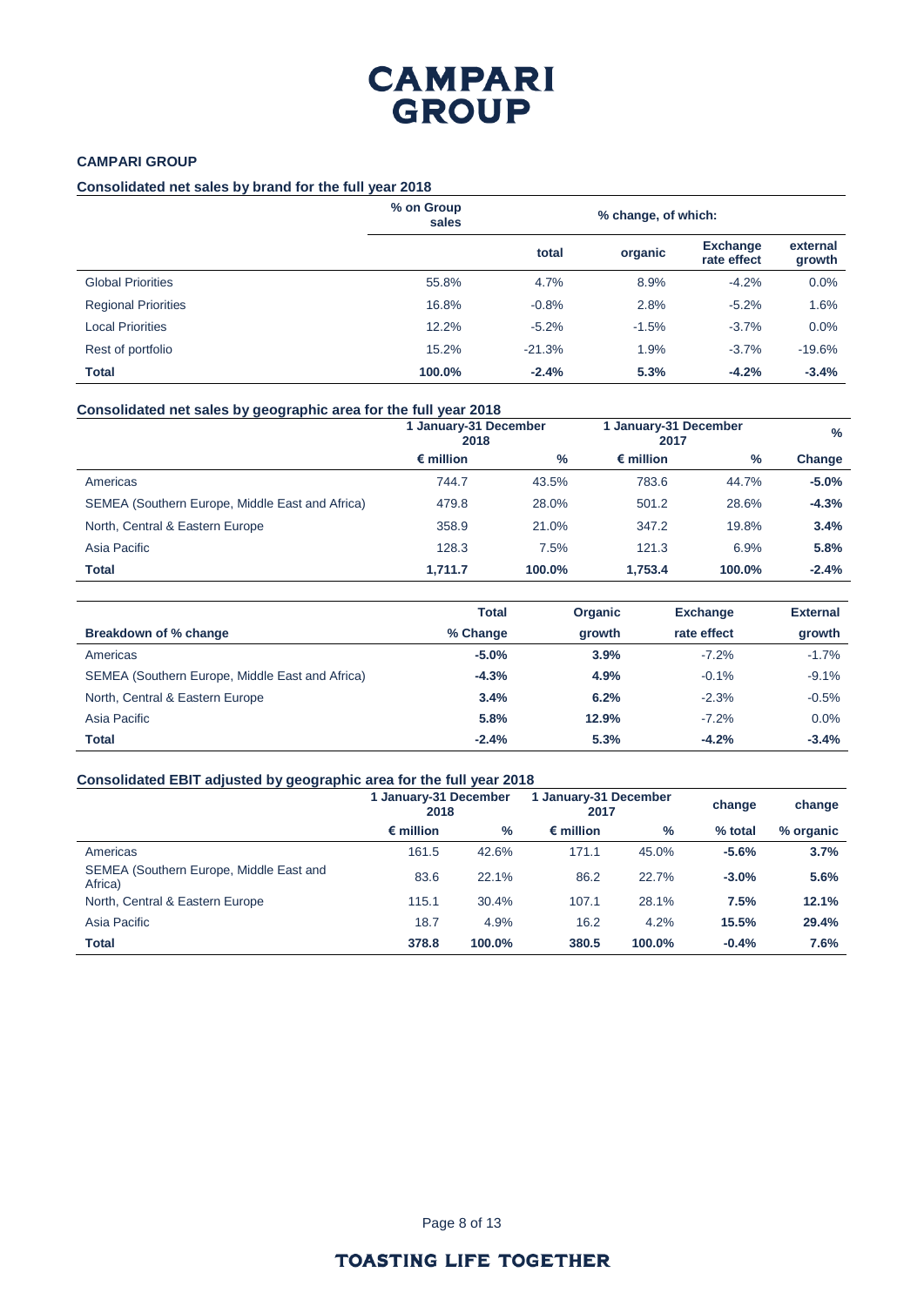## CAMPARI GROUP

### Consolidated net sales by brand for the full year 2018

| | % on Group sales | % change, of which: | | | |
|---|---|---|---|---|---|
| | | total | organic | Exchange rate effect | external growth |
| Global Priorities | 55.8% | 4.7% | 8.9% | -4.2% | 0.0% |
| Regional Priorities | 16.8% | -0.8% | 2.8% | -5.2% | 1.6% |
| Local Priorities | 12.2% | -5.2% | -1.5% | -3.7% | 0.0% |
| Rest of portfolio | 15.2% | -21.3% | 1.9% | -3.7% | -19.6% |
| **Total** | **100.0%** | **-2.4%** | **5.3%** | **-4.2%** | **-3.4%** |

### Consolidated net sales by geographic area for the full year 2018

| | 1 January-31 December 2018 | | 1 January-31 December 2017 | | % |
|---|---|---|---|---|---|
| | € million | % | € million | % | Change |
| Americas | 744.7 | 43.5% | 783.6 | 44.7% | **-5.0%** |
| SEMEA (Southern Europe, Middle East and Africa) | 479.8 | 28.0% | 501.2 | 28.6% | **-4.3%** |
| North, Central & Eastern Europe | 358.9 | 21.0% | 347.2 | 19.8% | **3.4%** |
| Asia Pacific | 128.3 | 7.5% | 121.3 | 6.9% | **5.8%** |
| **Total** | **1,711.7** | **100.0%** | **1,753.4** | **100.0%** | **-2.4%** |

| Breakdown of % change | Total % Change | Organic growth | Exchange rate effect | External growth |
|---|---|---|---|---|
| Americas | **-5.0%** | **3.9%** | -7.2% | -1.7% |
| SEMEA (Southern Europe, Middle East and Africa) | **-4.3%** | **4.9%** | -0.1% | -9.1% |
| North, Central & Eastern Europe | **3.4%** | **6.2%** | -2.3% | -0.5% |
| Asia Pacific | **5.8%** | **12.9%** | -7.2% | 0.0% |
| **Total** | **-2.4%** | **5.3%** | **-4.2%** | **-3.4%** |

### Consolidated EBIT adjusted by geographic area for the full year 2018

| | 1 January-31 December 2018 | | 1 January-31 December 2017 | | change | change |
|---|---|---|---|---|---|---|
| | € million | % | € million | % | % total | % organic |
| Americas | 161.5 | 42.6% | 171.1 | 45.0% | **-5.6%** | **3.7%** |
| SEMEA (Southern Europe, Middle East and Africa) | 83.6 | 22.1% | 86.2 | 22.7% | **-3.0%** | **5.6%** |
| North, Central & Eastern Europe | 115.1 | 30.4% | 107.1 | 28.1% | **7.5%** | **12.1%** |
| Asia Pacific | 18.7 | 4.9% | 16.2 | 4.2% | **15.5%** | **29.4%** |
| **Total** | **378.8** | **100.0%** | **380.5** | **100.0%** | **-0.4%** | **7.6%** |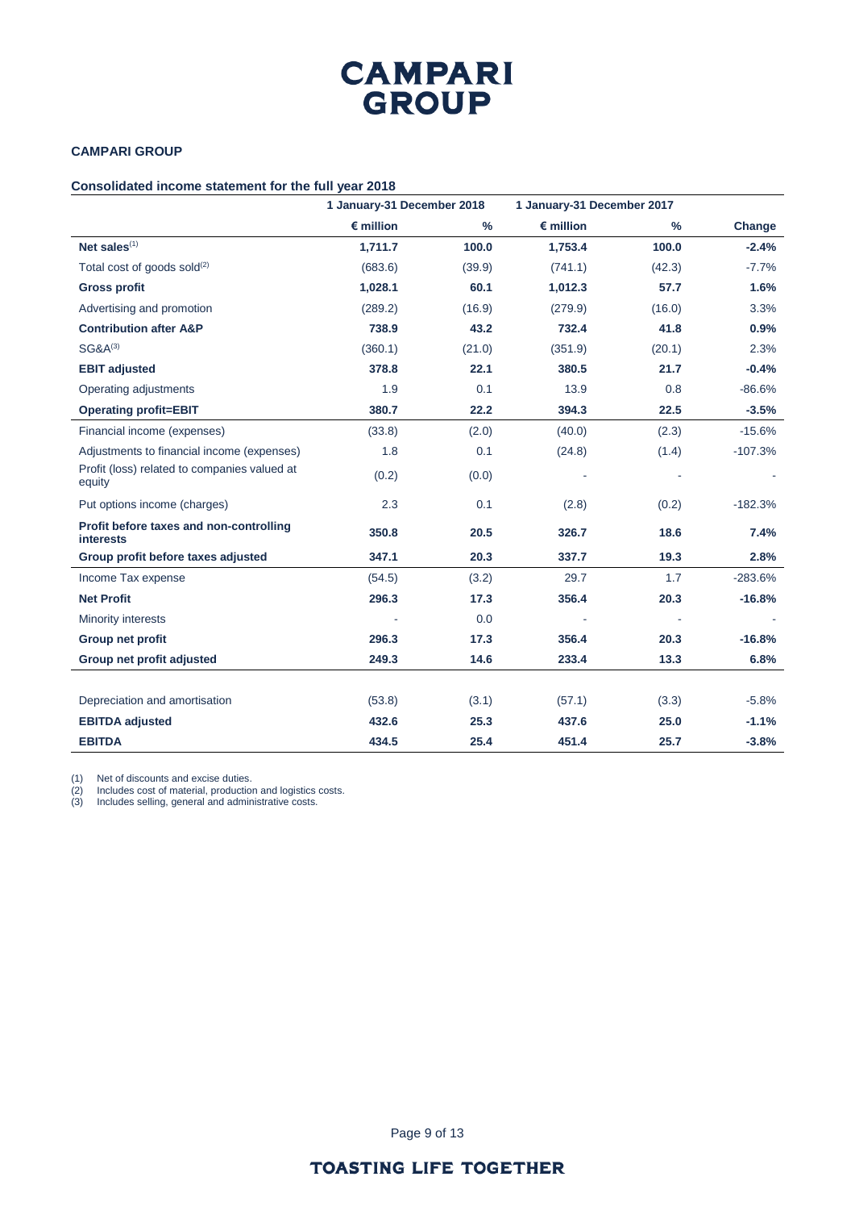# CAMPARI GROUP

**CAMPARI GROUP**

**Consolidated income statement for the full year 2018**

| | 1 January-31 December 2018 | | 1 January-31 December 2017 | | |
|---|---|---|---|---|---|
| | **€ million** | **%** | **€ million** | **%** | **Change** |
| **Net sales**[1] | **1,711.7** | **100.0** | **1,753.4** | **100.0** | **-2.4%** |
| Total cost of goods sold[2] | (683.6) | (39.9) | (741.1) | (42.3) | -7.7% |
| **Gross profit** | **1,028.1** | **60.1** | **1,012.3** | **57.7** | **1.6%** |
| Advertising and promotion | (289.2) | (16.9) | (279.9) | (16.0) | 3.3% |
| **Contribution after A&P** | **738.9** | **43.2** | **732.4** | **41.8** | **0.9%** |
| SG&A[3] | (360.1) | (21.0) | (351.9) | (20.1) | 2.3% |
| **EBIT adjusted** | **378.8** | **22.1** | **380.5** | **21.7** | **-0.4%** |
| Operating adjustments | 1.9 | 0.1 | 13.9 | 0.8 | -86.6% |
| **Operating profit=EBIT** | **380.7** | **22.2** | **394.3** | **22.5** | **-3.5%** |
| Financial income (expenses) | (33.8) | (2.0) | (40.0) | (2.3) | -15.6% |
| Adjustments to financial income (expenses) | 1.8 | 0.1 | (24.8) | (1.4) | -107.3% |
| Profit (loss) related to companies valued at equity | (0.2) | (0.0) | - | - | - |
| Put options income (charges) | 2.3 | 0.1 | (2.8) | (0.2) | -182.3% |
| **Profit before taxes and non-controlling interests** | **350.8** | **20.5** | **326.7** | **18.6** | **7.4%** |
| **Group profit before taxes adjusted** | **347.1** | **20.3** | **337.7** | **19.3** | **2.8%** |
| Income Tax expense | (54.5) | (3.2) | 29.7 | 1.7 | -283.6% |
| **Net Profit** | **296.3** | **17.3** | **356.4** | **20.3** | **-16.8%** |
| Minority interests | - | 0.0 | - | - | - |
| **Group net profit** | **296.3** | **17.3** | **356.4** | **20.3** | **-16.8%** |
| **Group net profit adjusted** | **249.3** | **14.6** | **233.4** | **13.3** | **6.8%** |
| | | | | | |
| Depreciation and amortisation | (53.8) | (3.1) | (57.1) | (3.3) | -5.8% |
| **EBITDA adjusted** | **432.6** | **25.3** | **437.6** | **25.0** | **-1.1%** |
| **EBITDA** | **434.5** | **25.4** | **451.4** | **25.7** | **-3.8%** |

(1) Net of discounts and excise duties.
(2) Includes cost of material, production and logistics costs.
(3) Includes selling, general and administrative costs.

**TOASTING LIFE TOGETHER**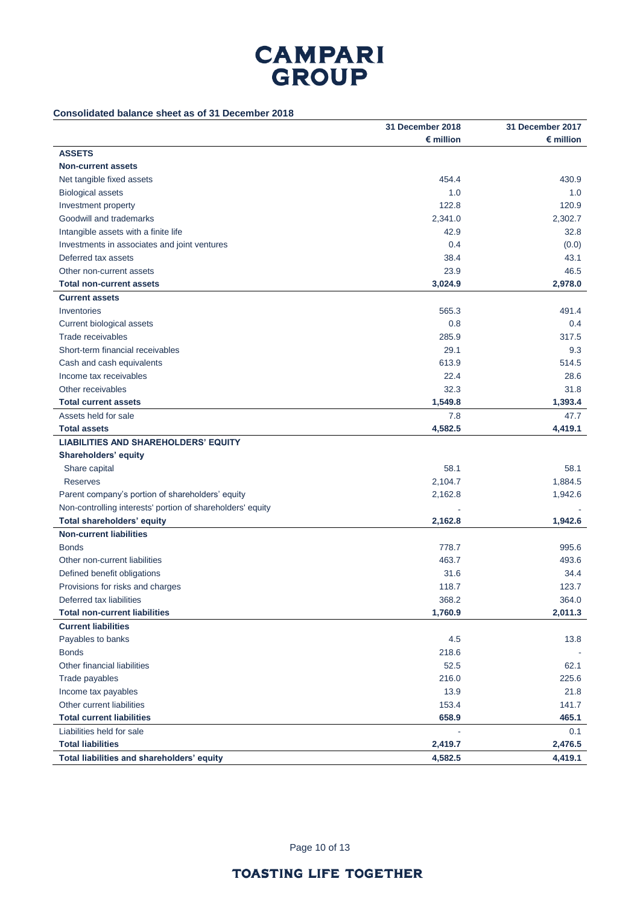**Consolidated balance sheet as of 31 December 2018**

| | 31 December 2018 | 31 December 2017 |
|---|---|---|
| | € million | € million |
| **ASSETS** | | |
| **Non-current assets** | | |
| Net tangible fixed assets | 454.4 | 430.9 |
| Biological assets | 1.0 | 1.0 |
| Investment property | 122.8 | 120.9 |
| Goodwill and trademarks | 2,341.0 | 2,302.7 |
| Intangible assets with a finite life | 42.9 | 32.8 |
| Investments in associates and joint ventures | 0.4 | (0.0) |
| Deferred tax assets | 38.4 | 43.1 |
| Other non-current assets | 23.9 | 46.5 |
| **Total non-current assets** | **3,024.9** | **2,978.0** |
| **Current assets** | | |
| Inventories | 565.3 | 491.4 |
| Current biological assets | 0.8 | 0.4 |
| Trade receivables | 285.9 | 317.5 |
| Short-term financial receivables | 29.1 | 9.3 |
| Cash and cash equivalents | 613.9 | 514.5 |
| Income tax receivables | 22.4 | 28.6 |
| Other receivables | 32.3 | 31.8 |
| **Total current assets** | **1,549.8** | **1,393.4** |
| Assets held for sale | 7.8 | 47.7 |
| **Total assets** | **4,582.5** | **4,419.1** |
| **LIABILITIES AND SHAREHOLDERS' EQUITY** | | |
| **Shareholders' equity** | | |
| Share capital | 58.1 | 58.1 |
| Reserves | 2,104.7 | 1,884.5 |
| Parent company's portion of shareholders' equity | 2,162.8 | 1,942.6 |
| Non-controlling interests' portion of shareholders' equity | - | - |
| **Total shareholders' equity** | **2,162.8** | **1,942.6** |
| **Non-current liabilities** | | |
| Bonds | 778.7 | 995.6 |
| Other non-current liabilities | 463.7 | 493.6 |
| Defined benefit obligations | 31.6 | 34.4 |
| Provisions for risks and charges | 118.7 | 123.7 |
| Deferred tax liabilities | 368.2 | 364.0 |
| **Total non-current liabilities** | **1,760.9** | **2,011.3** |
| **Current liabilities** | | |
| Payables to banks | 4.5 | 13.8 |
| Bonds | 218.6 | - |
| Other financial liabilities | 52.5 | 62.1 |
| Trade payables | 216.0 | 225.6 |
| Income tax payables | 13.9 | 21.8 |
| Other current liabilities | 153.4 | 141.7 |
| **Total current liabilities** | **658.9** | **465.1** |
| Liabilities held for sale | - | 0.1 |
| **Total liabilities** | **2,419.7** | **2,476.5** |
| **Total liabilities and shareholders' equity** | **4,582.5** | **4,419.1** |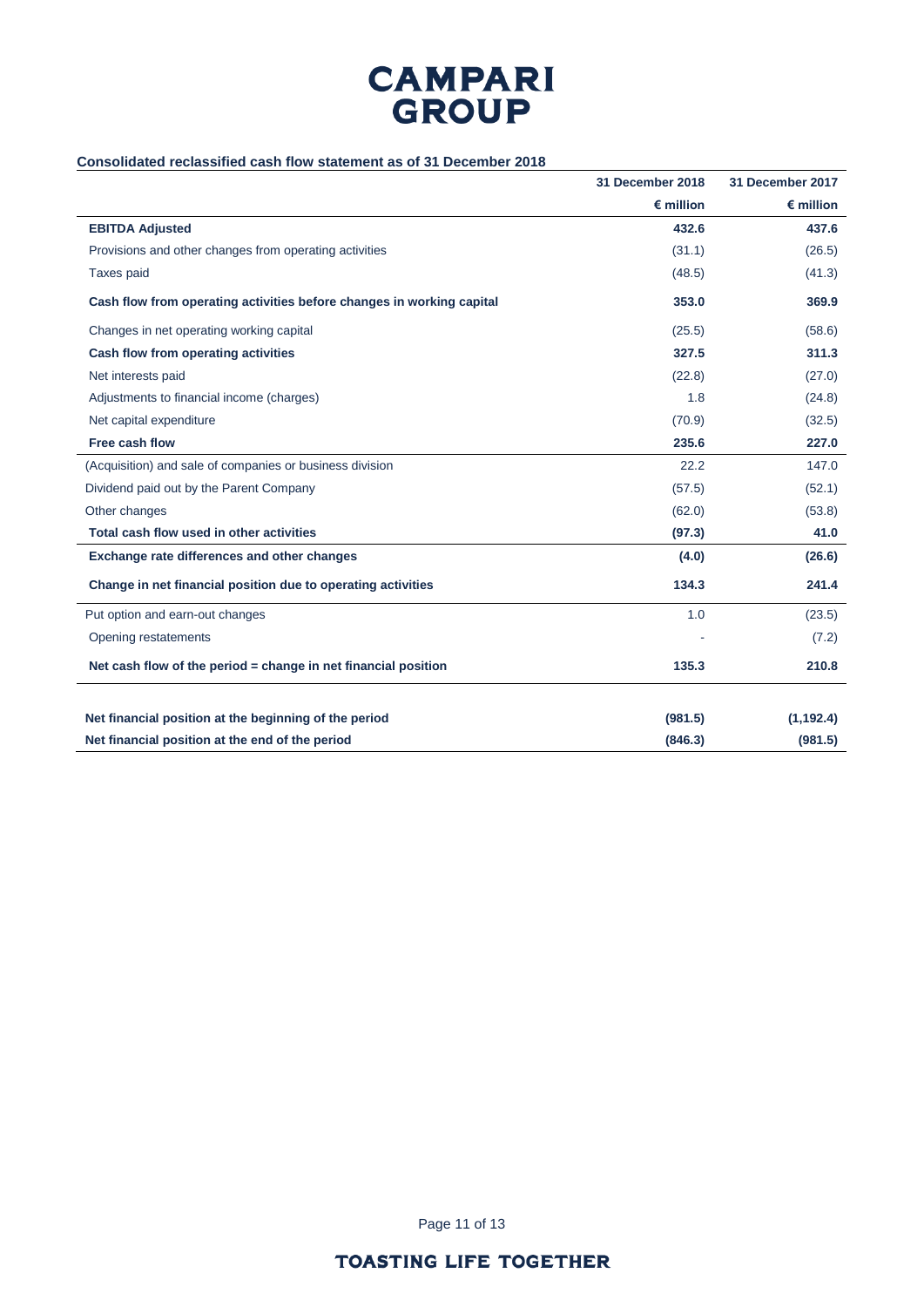**Consolidated reclassified cash flow statement as of 31 December 2018**

| | 31 December 2018 | 31 December 2017 |
|---|---|---|
| | € million | € million |
| **EBITDA Adjusted** | **432.6** | **437.6** |
| Provisions and other changes from operating activities | (31.1) | (26.5) |
| Taxes paid | (48.5) | (41.3) |
| **Cash flow from operating activities before changes in working capital** | **353.0** | **369.9** |
| Changes in net operating working capital | (25.5) | (58.6) |
| **Cash flow from operating activities** | **327.5** | **311.3** |
| Net interests paid | (22.8) | (27.0) |
| Adjustments to financial income (charges) | 1.8 | (24.8) |
| Net capital expenditure | (70.9) | (32.5) |
| **Free cash flow** | **235.6** | **227.0** |
| (Acquisition) and sale of companies or business division | 22.2 | 147.0 |
| Dividend paid out by the Parent Company | (57.5) | (52.1) |
| Other changes | (62.0) | (53.8) |
| **Total cash flow used in other activities** | **(97.3)** | **41.0** |
| **Exchange rate differences and other changes** | **(4.0)** | **(26.6)** |
| **Change in net financial position due to operating activities** | **134.3** | **241.4** |
| Put option and earn-out changes | 1.0 | (23.5) |
| Opening restatements | - | (7.2) |
| **Net cash flow of the period = change in net financial position** | **135.3** | **210.8** |
| | | |
| **Net financial position at the beginning of the period** | **(981.5)** | **(1,192.4)** |
| **Net financial position at the end of the period** | **(846.3)** | **(981.5)** |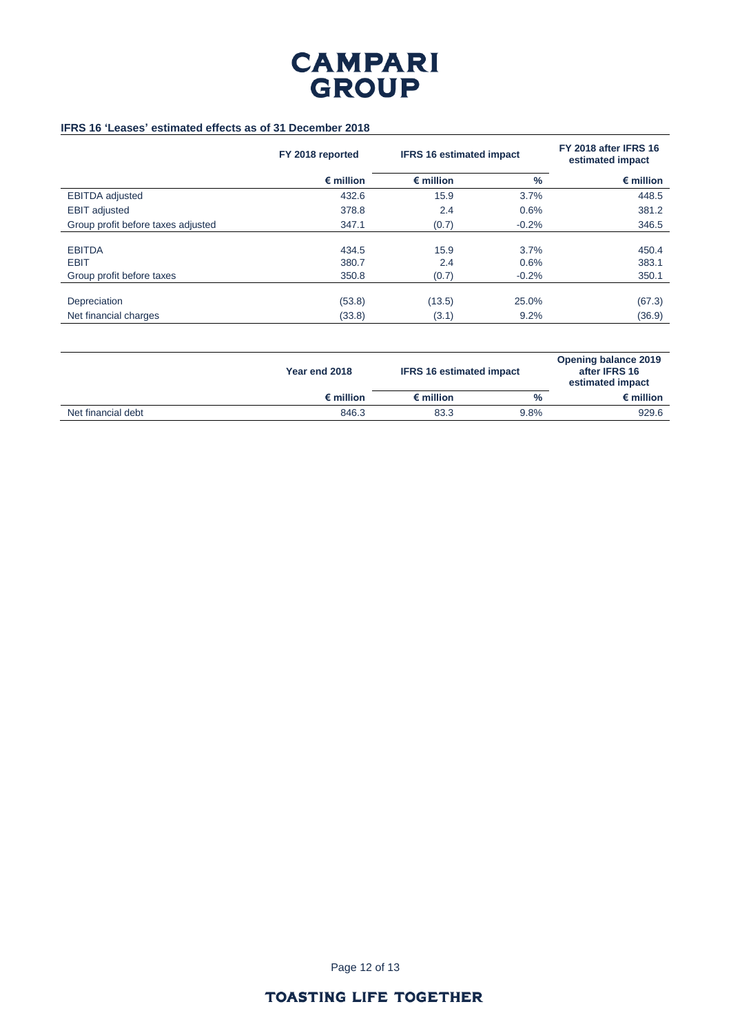**IFRS 16 'Leases' estimated effects as of 31 December 2018**

| | FY 2018 reported | IFRS 16 estimated impact | | FY 2018 after IFRS 16 estimated impact |
|---|---|---|---|---|
| | € million | € million | % | € million |
| EBITDA adjusted | 432.6 | 15.9 | 3.7% | 448.5 |
| EBIT adjusted | 378.8 | 2.4 | 0.6% | 381.2 |
| Group profit before taxes adjusted | 347.1 | (0.7) | -0.2% | 346.5 |
| EBITDA | 434.5 | 15.9 | 3.7% | 450.4 |
| EBIT | 380.7 | 2.4 | 0.6% | 383.1 |
| Group profit before taxes | 350.8 | (0.7) | -0.2% | 350.1 |
| Depreciation | (53.8) | (13.5) | 25.0% | (67.3) |
| Net financial charges | (33.8) | (3.1) | 9.2% | (36.9) |

| | Year end 2018 | IFRS 16 estimated impact | | Opening balance 2019 after IFRS 16 estimated impact |
|---|---|---|---|---|
| | € million | € million | % | € million |
| Net financial debt | 846.3 | 83.3 | 9.8% | 929.6 |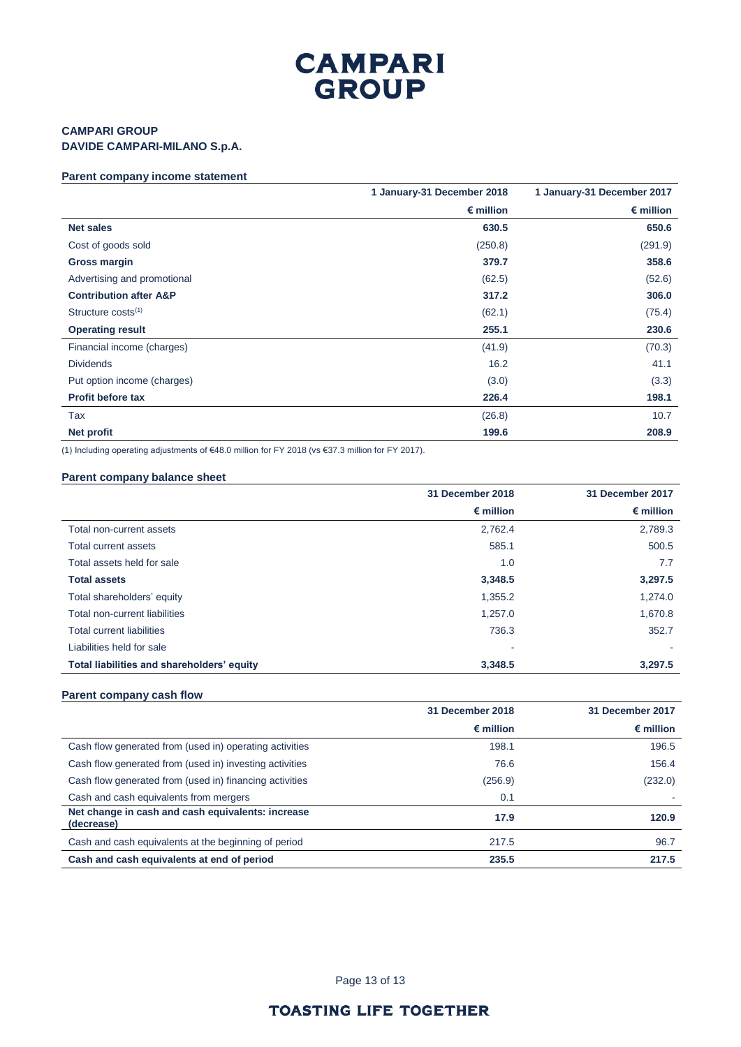**CAMPARI GROUP**
**DAVIDE CAMPARI-MILANO S.p.A.**

### Parent company income statement

| | 1 January-31 December 2018 | 1 January-31 December 2017 |
|---|---|---|
| | € million | € million |
| **Net sales** | **630.5** | **650.6** |
| Cost of goods sold | (250.8) | (291.9) |
| **Gross margin** | **379.7** | **358.6** |
| Advertising and promotional | (62.5) | (52.6) |
| **Contribution after A&P** | **317.2** | **306.0** |
| Structure costs[(1)] | (62.1) | (75.4) |
| **Operating result** | **255.1** | **230.6** |
| Financial income (charges) | (41.9) | (70.3) |
| Dividends | 16.2 | 41.1 |
| Put option income (charges) | (3.0) | (3.3) |
| **Profit before tax** | **226.4** | **198.1** |
| Tax | (26.8) | 10.7 |
| **Net profit** | **199.6** | **208.9** |

(1) Including operating adjustments of €48.0 million for FY 2018 (vs €37.3 million for FY 2017).

### Parent company balance sheet

| | 31 December 2018 | 31 December 2017 |
|---|---|---|
| | € million | € million |
| Total non-current assets | 2,762.4 | 2,789.3 |
| Total current assets | 585.1 | 500.5 |
| Total assets held for sale | 1.0 | 7.7 |
| **Total assets** | **3,348.5** | **3,297.5** |
| Total shareholders' equity | 1,355.2 | 1,274.0 |
| Total non-current liabilities | 1,257.0 | 1,670.8 |
| Total current liabilities | 736.3 | 352.7 |
| Liabilities held for sale | - | - |
| **Total liabilities and shareholders' equity** | **3,348.5** | **3,297.5** |

### Parent company cash flow

| | 31 December 2018 | 31 December 2017 |
|---|---|---|
| | € million | € million |
| Cash flow generated from (used in) operating activities | 198.1 | 196.5 |
| Cash flow generated from (used in) investing activities | 76.6 | 156.4 |
| Cash flow generated from (used in) financing activities | (256.9) | (232.0) |
| Cash and cash equivalents from mergers | 0.1 | - |
| **Net change in cash and cash equivalents: increase (decrease)** | **17.9** | **120.9** |
| Cash and cash equivalents at the beginning of period | 217.5 | 96.7 |
| **Cash and cash equivalents at end of period** | **235.5** | **217.5** |